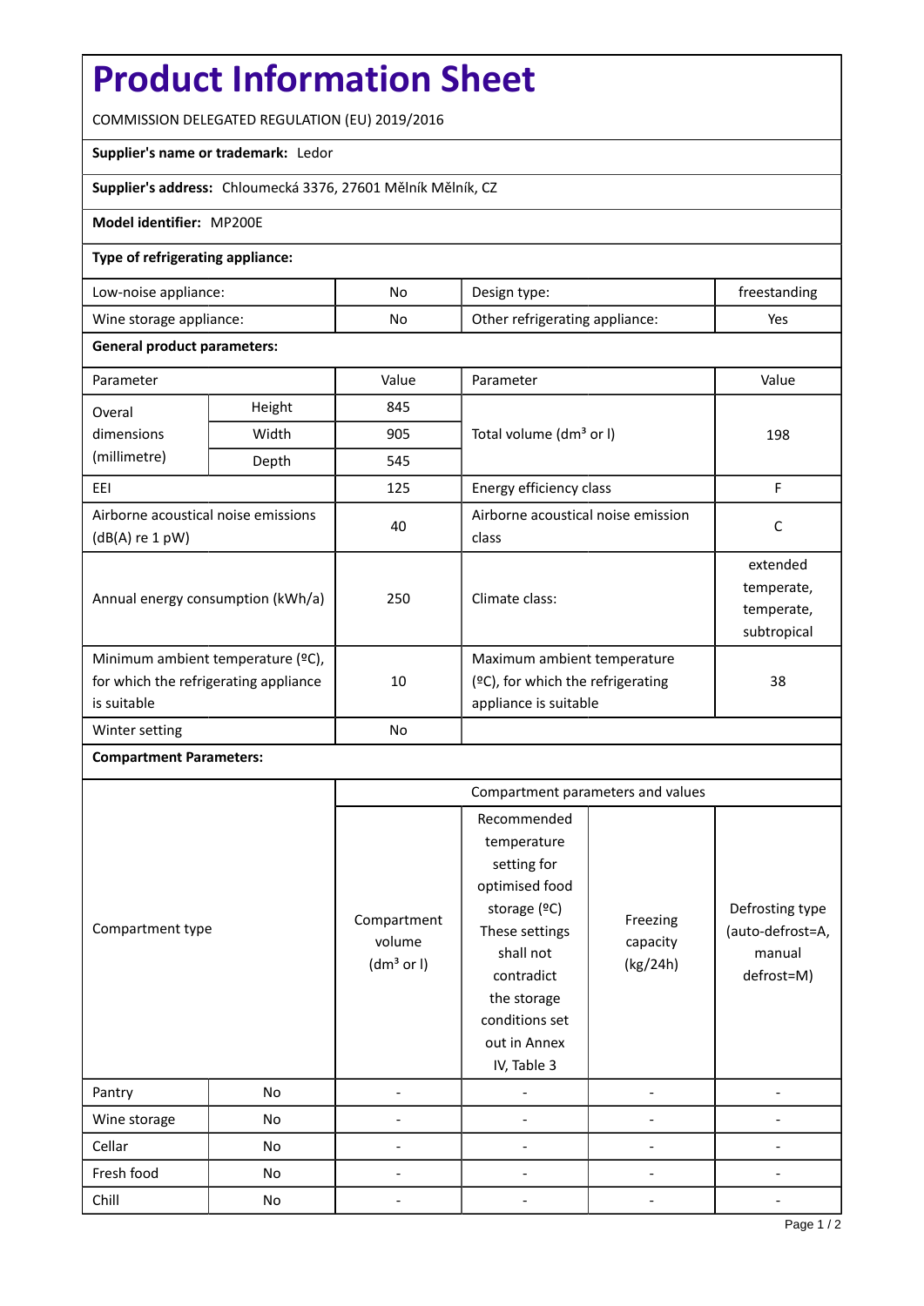# Product Information Sheet

COMMISSION DELEGATED REGULATION (EU) 2019/2016

**Supplier's name or trademark:** Ledor

**Supplier's address:** Chloumecká 3376, 27601 Mělník Mělník, CZ

**Model identifier:** MP200E

**Type of refrigerating appliance:**

| | | | |
|---|---|---|---|
| Low-noise appliance: | No | Design type: | freestanding |
| Wine storage appliance: | No | Other refrigerating appliance: | Yes |

**General product parameters:**

| Parameter | | Value | Parameter | Value |
|---|---|---|---|---|
| Overal dimensions (millimetre) | Height | 845 | Total volume (dm³ or l) | 198 |
| | Width | 905 | | |
| | Depth | 545 | | |
| EEI | | 125 | Energy efficiency class | F |
| Airborne acoustical noise emissions (dB(A) re 1 pW) | | 40 | Airborne acoustical noise emission class | C |
| Annual energy consumption (kWh/a) | | 250 | Climate class: | extended temperate, temperate, subtropical |
| Minimum ambient temperature (ºC), for which the refrigerating appliance is suitable | | 10 | Maximum ambient temperature (ºC), for which the refrigerating appliance is suitable | 38 |
| Winter setting | | No | | |

**Compartment Parameters:**

| Compartment type | | Compartment parameters and values | | | |
|---|---|---|---|---|---|
| | | Compartment volume (dm³ or l) | Recommended temperature setting for optimised food storage (ºC) These settings shall not contradict the storage conditions set out in Annex IV, Table 3 | Freezing capacity (kg/24h) | Defrosting type (auto-defrost=A, manual defrost=M) |
| Pantry | No | - | - | - | - |
| Wine storage | No | - | - | - | - |
| Cellar | No | - | - | - | - |
| Fresh food | No | - | - | - | - |
| Chill | No | - | - | - | - |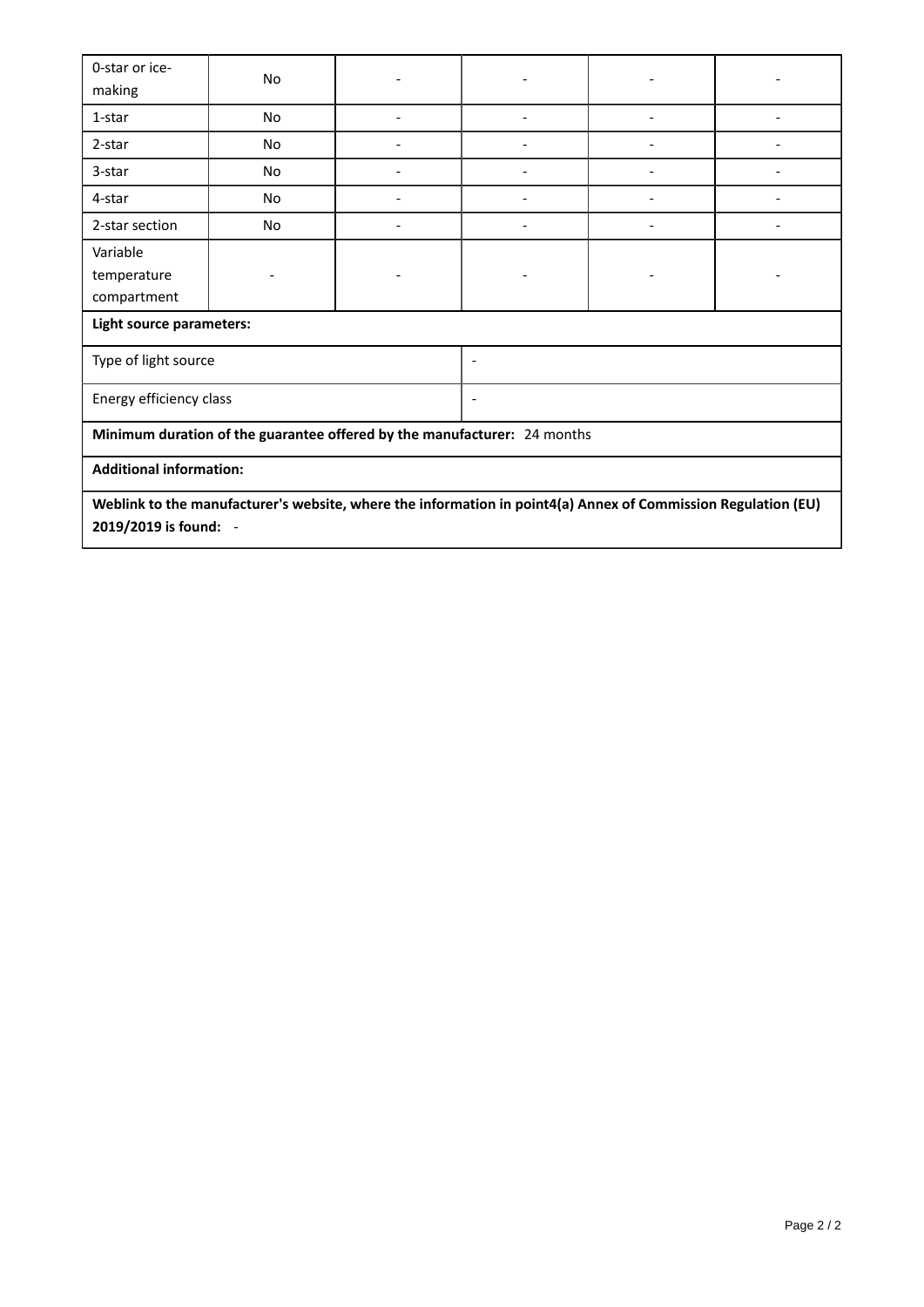| | | | | | |
|---|---|---|---|---|---|
| 0-star or ice-making | No | - | - | - | - |
| 1-star | No | - | - | - | - |
| 2-star | No | - | - | - | - |
| 3-star | No | - | - | - | - |
| 4-star | No | - | - | - | - |
| 2-star section | No | - | - | - | - |
| Variable temperature compartment | - | - | - | - | - |

| **Light source parameters:** | |
|---|---|
| Type of light source | - |
| Energy efficiency class | - |

**Minimum duration of the guarantee offered by the manufacturer:** 24 months

**Additional information:**

**Weblink to the manufacturer's website, where the information in point4(a) Annex of Commission Regulation (EU) 2019/2019 is found:** -